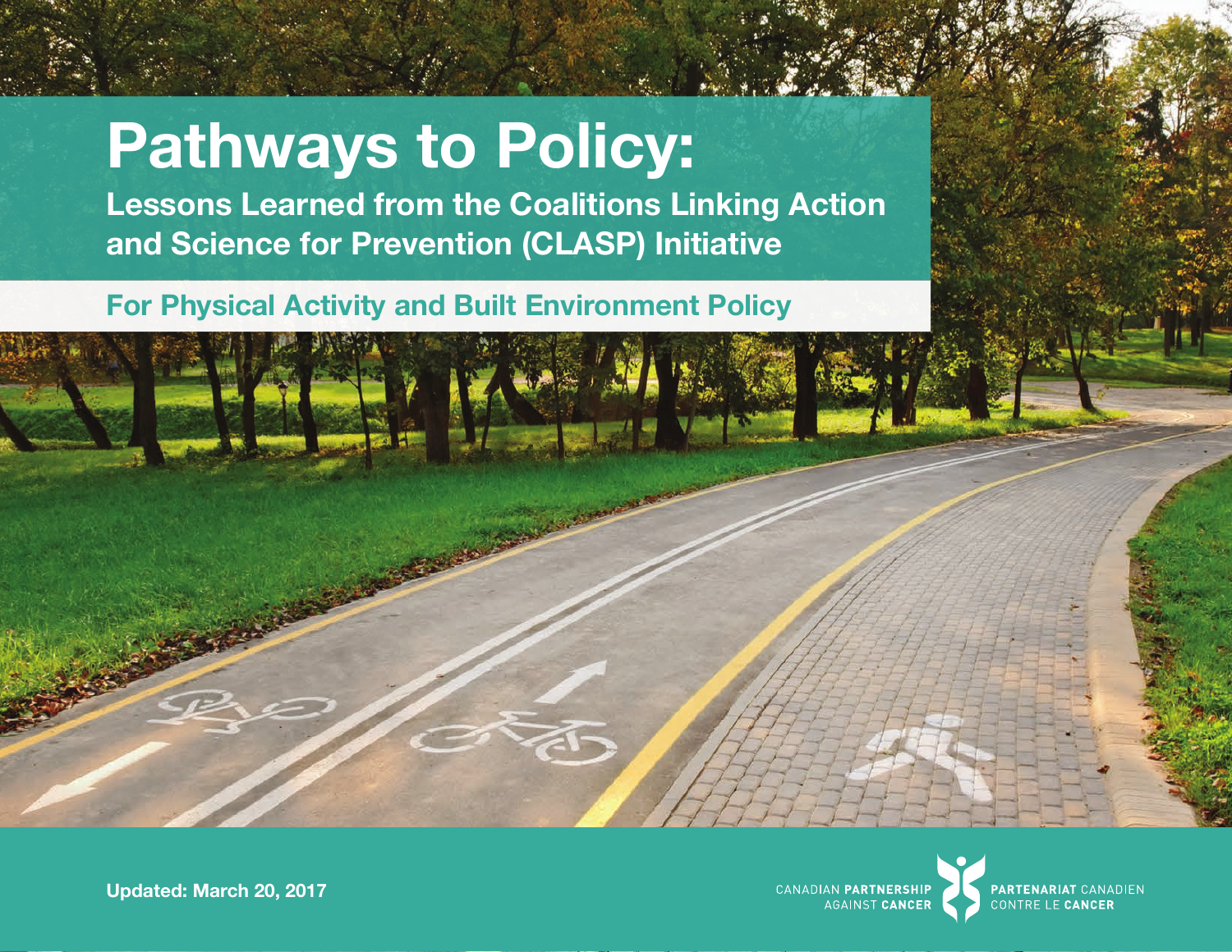# Pathways to Policy:

## Lessons Learned from the Coalitions Linking Action and Science for Prevention (CLASP) Initiative

### For Physical Activity and Built Environment Policy

**Updated: March 20, 2017**

CANADIAN **PARTNERSHIP** AGAINST **CANCER**

**PARTENARIAT** CANADIEN CONTRE LE **CANCER**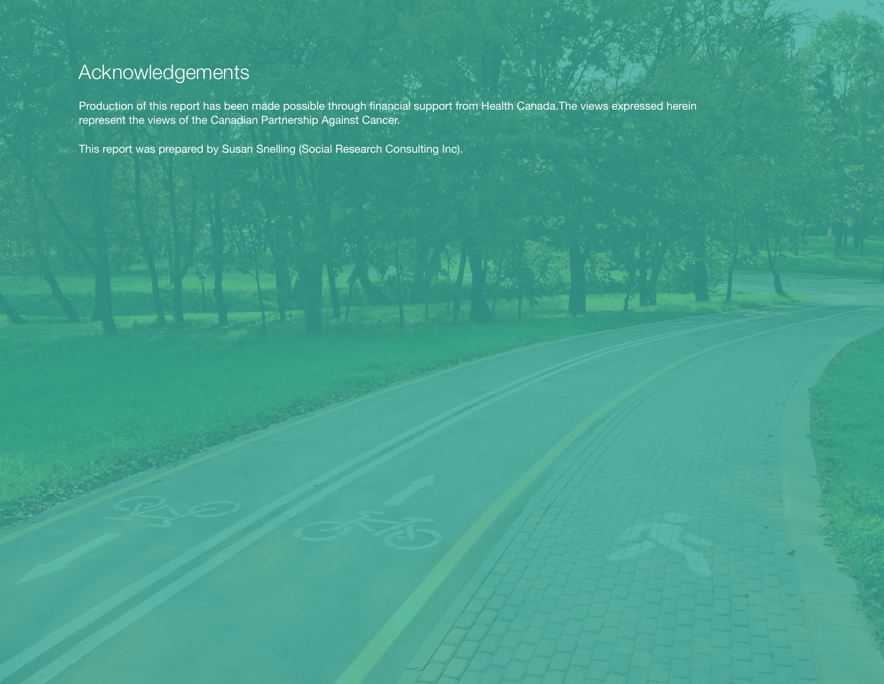# Acknowledgements

Production of this report has been made possible through financial support from Health Canada.The views expressed herein represent the views of the Canadian Partnership Against Cancer.

This report was prepared by Susan Snelling (Social Research Consulting Inc).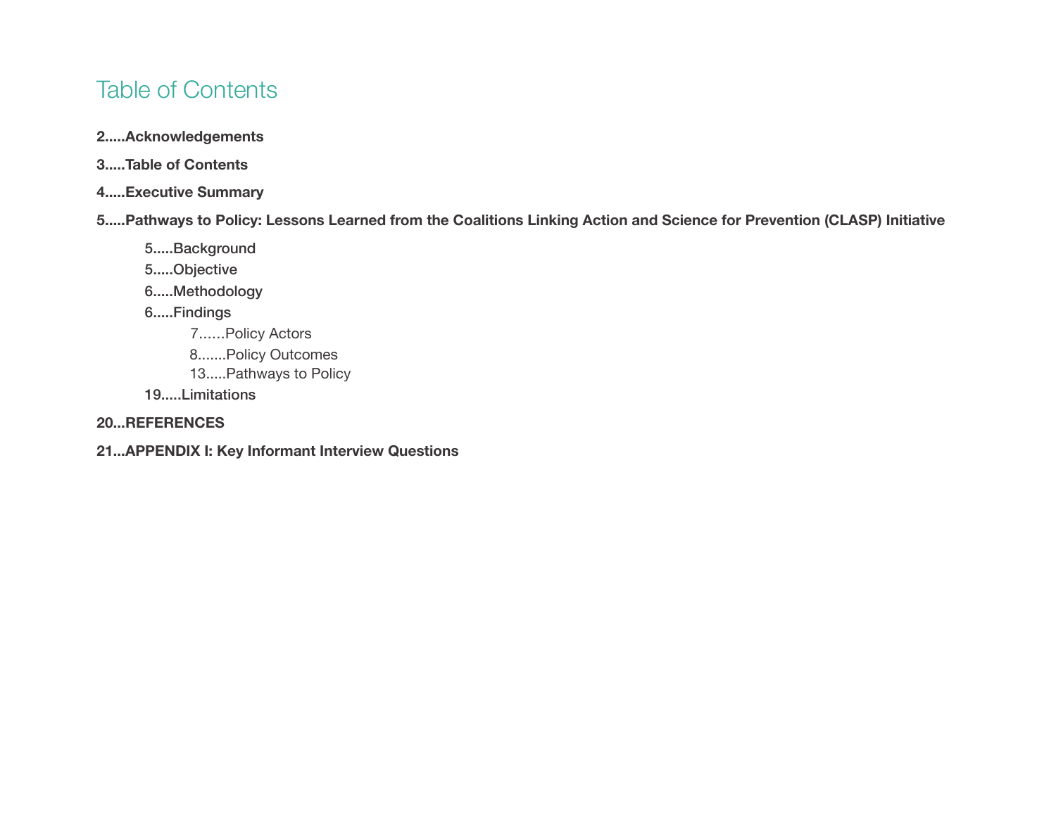# Table of Contents

**2.....Acknowledgements**

**3.....Table of Contents**

**4.....Executive Summary**

**5.....Pathways to Policy: Lessons Learned from the Coalitions Linking Action and Science for Prevention (CLASP) Initiative**

- 5.....Background
- 5.....Objective
- 6.....Methodology
- 6.....Findings
  - 7......Policy Actors
  - 8.......Policy Outcomes
  - 13.....Pathways to Policy
- 19.....Limitations

**20...REFERENCES**

**21...APPENDIX I: Key Informant Interview Questions**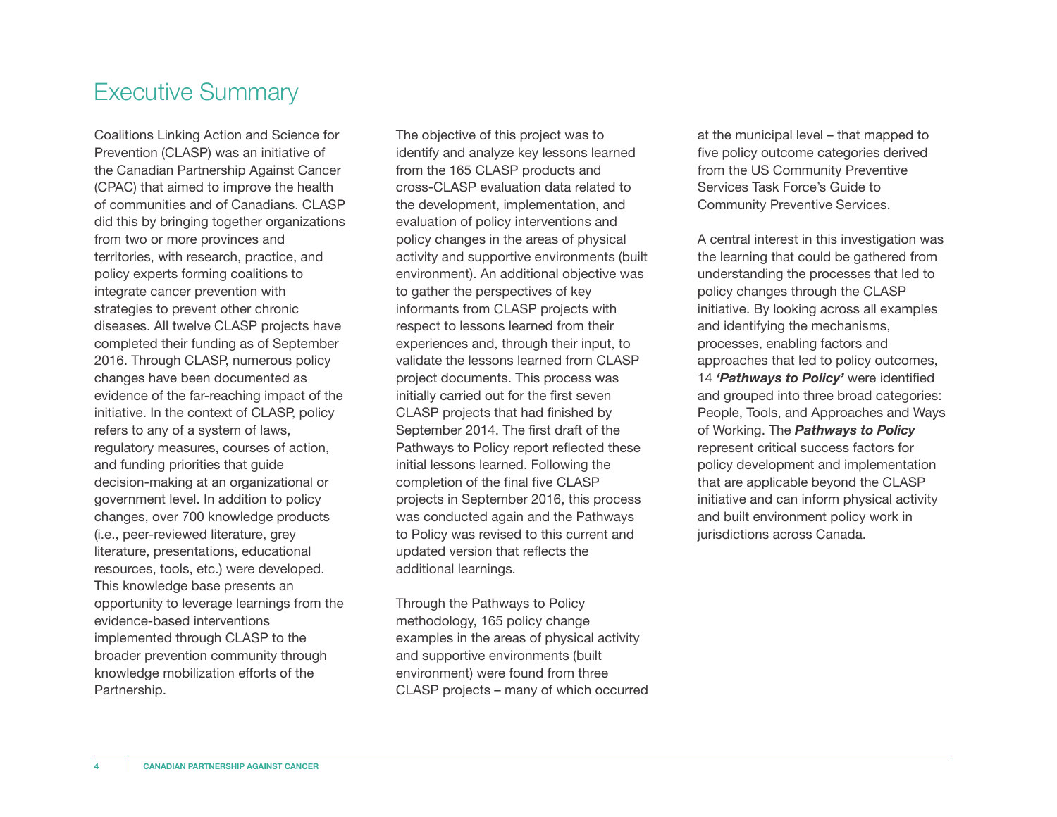# Executive Summary

Coalitions Linking Action and Science for Prevention (CLASP) was an initiative of the Canadian Partnership Against Cancer (CPAC) that aimed to improve the health of communities and of Canadians. CLASP did this by bringing together organizations from two or more provinces and territories, with research, practice, and policy experts forming coalitions to integrate cancer prevention with strategies to prevent other chronic diseases. All twelve CLASP projects have completed their funding as of September 2016. Through CLASP, numerous policy changes have been documented as evidence of the far-reaching impact of the initiative. In the context of CLASP, policy refers to any of a system of laws, regulatory measures, courses of action, and funding priorities that guide decision-making at an organizational or government level. In addition to policy changes, over 700 knowledge products (i.e., peer-reviewed literature, grey literature, presentations, educational resources, tools, etc.) were developed. This knowledge base presents an opportunity to leverage learnings from the evidence-based interventions implemented through CLASP to the broader prevention community through knowledge mobilization efforts of the Partnership.

The objective of this project was to identify and analyze key lessons learned from the 165 CLASP products and cross-CLASP evaluation data related to the development, implementation, and evaluation of policy interventions and policy changes in the areas of physical activity and supportive environments (built environment). An additional objective was to gather the perspectives of key informants from CLASP projects with respect to lessons learned from their experiences and, through their input, to validate the lessons learned from CLASP project documents. This process was initially carried out for the first seven CLASP projects that had finished by September 2014. The first draft of the Pathways to Policy report reflected these initial lessons learned. Following the completion of the final five CLASP projects in September 2016, this process was conducted again and the Pathways to Policy was revised to this current and updated version that reflects the additional learnings.

Through the Pathways to Policy methodology, 165 policy change examples in the areas of physical activity and supportive environments (built environment) were found from three CLASP projects – many of which occurred at the municipal level – that mapped to five policy outcome categories derived from the US Community Preventive Services Task Force's Guide to Community Preventive Services.

A central interest in this investigation was the learning that could be gathered from understanding the processes that led to policy changes through the CLASP initiative. By looking across all examples and identifying the mechanisms, processes, enabling factors and approaches that led to policy outcomes, 14 ***'Pathways to Policy'*** were identified and grouped into three broad categories: People, Tools, and Approaches and Ways of Working. The ***Pathways to Policy*** represent critical success factors for policy development and implementation that are applicable beyond the CLASP initiative and can inform physical activity and built environment policy work in jurisdictions across Canada.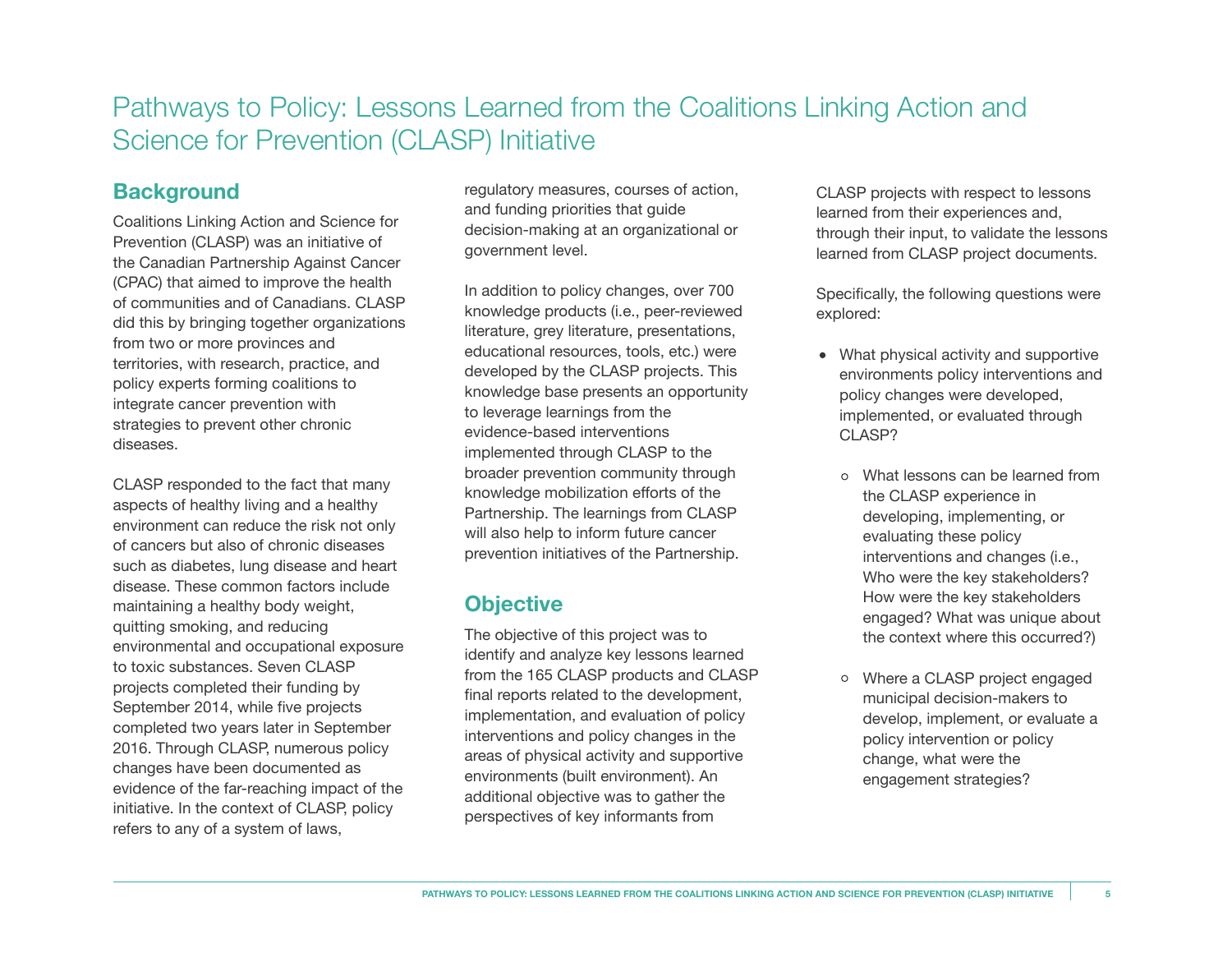# Pathways to Policy: Lessons Learned from the Coalitions Linking Action and Science for Prevention (CLASP) Initiative

## Background

Coalitions Linking Action and Science for Prevention (CLASP) was an initiative of the Canadian Partnership Against Cancer (CPAC) that aimed to improve the health of communities and of Canadians. CLASP did this by bringing together organizations from two or more provinces and territories, with research, practice, and policy experts forming coalitions to integrate cancer prevention with strategies to prevent other chronic diseases.

CLASP responded to the fact that many aspects of healthy living and a healthy environment can reduce the risk not only of cancers but also of chronic diseases such as diabetes, lung disease and heart disease. These common factors include maintaining a healthy body weight, quitting smoking, and reducing environmental and occupational exposure to toxic substances. Seven CLASP projects completed their funding by September 2014, while five projects completed two years later in September 2016. Through CLASP, numerous policy changes have been documented as evidence of the far-reaching impact of the initiative. In the context of CLASP, policy refers to any of a system of laws, regulatory measures, courses of action, and funding priorities that guide decision-making at an organizational or government level.

In addition to policy changes, over 700 knowledge products (i.e., peer-reviewed literature, grey literature, presentations, educational resources, tools, etc.) were developed by the CLASP projects. This knowledge base presents an opportunity to leverage learnings from the evidence-based interventions implemented through CLASP to the broader prevention community through knowledge mobilization efforts of the Partnership. The learnings from CLASP will also help to inform future cancer prevention initiatives of the Partnership.

## Objective

The objective of this project was to identify and analyze key lessons learned from the 165 CLASP products and CLASP final reports related to the development, implementation, and evaluation of policy interventions and policy changes in the areas of physical activity and supportive environments (built environment). An additional objective was to gather the perspectives of key informants from CLASP projects with respect to lessons learned from their experiences and, through their input, to validate the lessons learned from CLASP project documents.

Specifically, the following questions were explored:

- What physical activity and supportive environments policy interventions and policy changes were developed, implemented, or evaluated through CLASP?
  - What lessons can be learned from the CLASP experience in developing, implementing, or evaluating these policy interventions and changes (i.e., Who were the key stakeholders? How were the key stakeholders engaged? What was unique about the context where this occurred?)
  - Where a CLASP project engaged municipal decision-makers to develop, implement, or evaluate a policy intervention or policy change, what were the engagement strategies?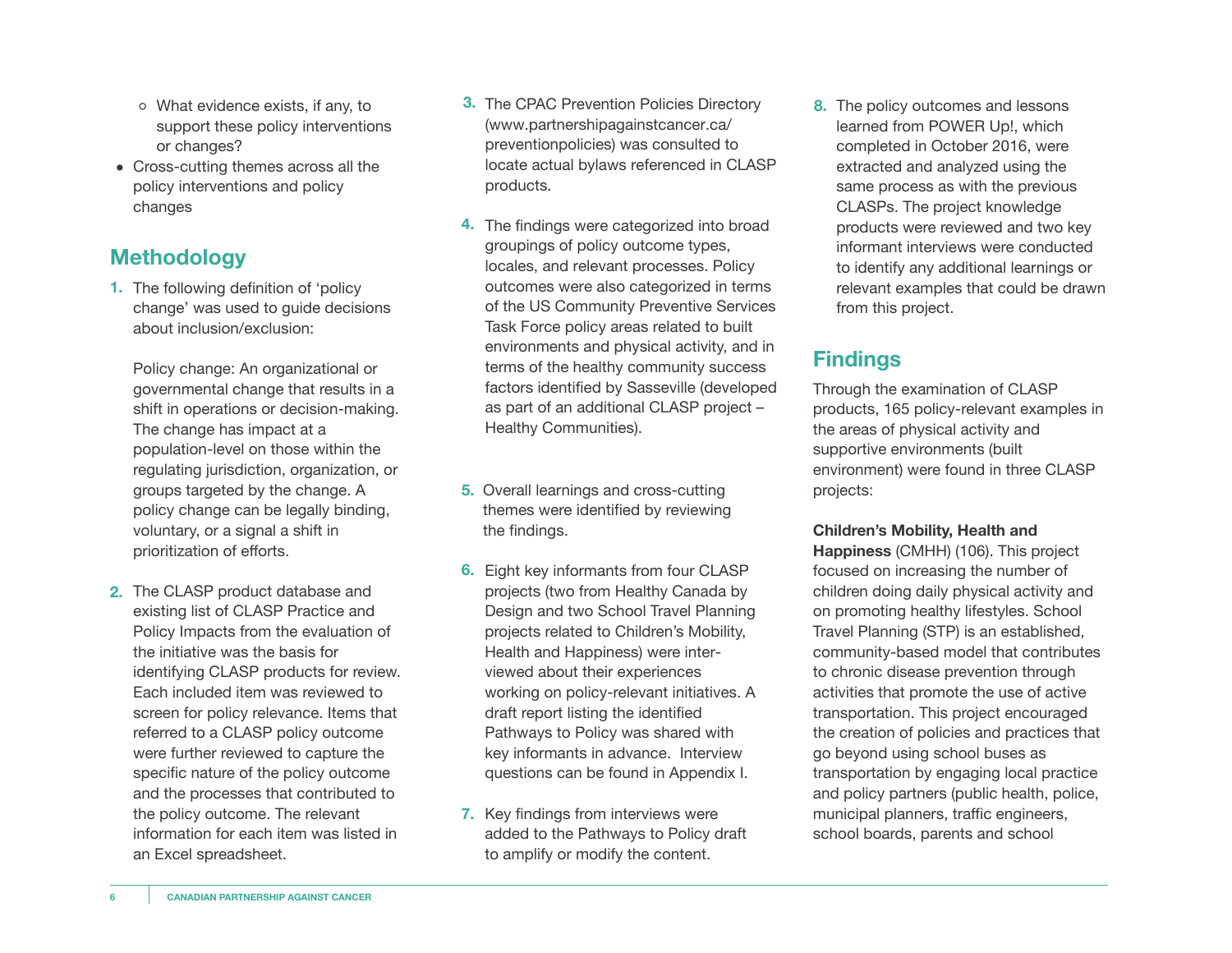- What evidence exists, if any, to support these policy interventions or changes?
- Cross-cutting themes across all the policy interventions and policy changes

## Methodology

1. The following definition of 'policy change' was used to guide decisions about inclusion/exclusion:

   Policy change: An organizational or governmental change that results in a shift in operations or decision-making. The change has impact at a population-level on those within the regulating jurisdiction, organization, or groups targeted by the change. A policy change can be legally binding, voluntary, or a signal a shift in prioritization of efforts.

2. The CLASP product database and existing list of CLASP Practice and Policy Impacts from the evaluation of the initiative was the basis for identifying CLASP products for review. Each included item was reviewed to screen for policy relevance. Items that referred to a CLASP policy outcome were further reviewed to capture the specific nature of the policy outcome and the processes that contributed to the policy outcome. The relevant information for each item was listed in an Excel spreadsheet.

3. The CPAC Prevention Policies Directory (www.partnershipagainstcancer.ca/preventionpolicies) was consulted to locate actual bylaws referenced in CLASP products.

4. The findings were categorized into broad groupings of policy outcome types, locales, and relevant processes. Policy outcomes were also categorized in terms of the US Community Preventive Services Task Force policy areas related to built environments and physical activity, and in terms of the healthy community success factors identified by Sasseville (developed as part of an additional CLASP project – Healthy Communities).

5. Overall learnings and cross-cutting themes were identified by reviewing the findings.

6. Eight key informants from four CLASP projects (two from Healthy Canada by Design and two School Travel Planning projects related to Children's Mobility, Health and Happiness) were interviewed about their experiences working on policy-relevant initiatives. A draft report listing the identified Pathways to Policy was shared with key informants in advance. Interview questions can be found in Appendix I.

7. Key findings from interviews were added to the Pathways to Policy draft to amplify or modify the content.

8. The policy outcomes and lessons learned from POWER Up!, which completed in October 2016, were extracted and analyzed using the same process as with the previous CLASPs. The project knowledge products were reviewed and two key informant interviews were conducted to identify any additional learnings or relevant examples that could be drawn from this project.

## Findings

Through the examination of CLASP products, 165 policy-relevant examples in the areas of physical activity and supportive environments (built environment) were found in three CLASP projects:

**Children's Mobility, Health and Happiness** (CMHH) (106). This project focused on increasing the number of children doing daily physical activity and on promoting healthy lifestyles. School Travel Planning (STP) is an established, community-based model that contributes to chronic disease prevention through activities that promote the use of active transportation. This project encouraged the creation of policies and practices that go beyond using school buses as transportation by engaging local practice and policy partners (public health, police, municipal planners, traffic engineers, school boards, parents and school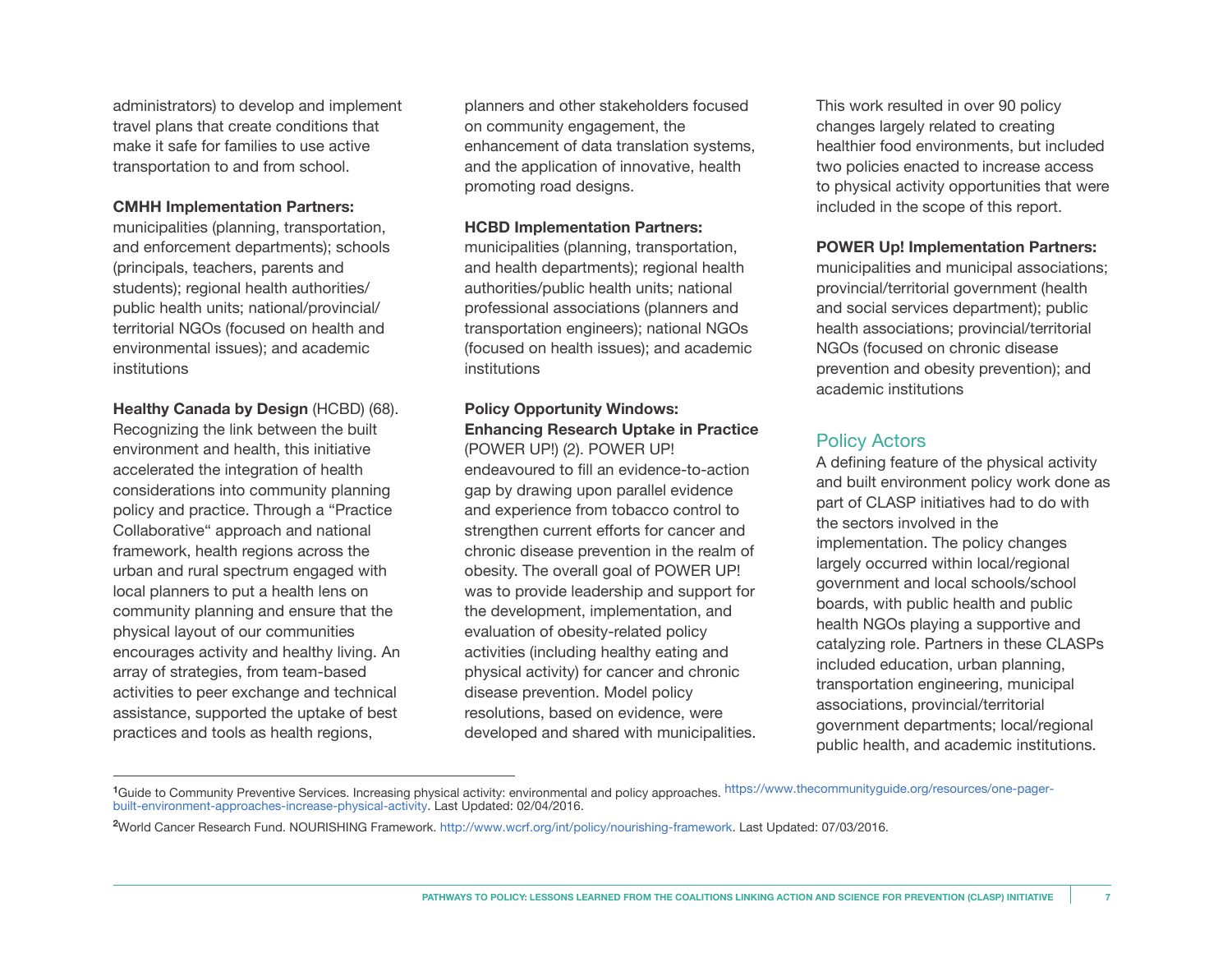administrators) to develop and implement travel plans that create conditions that make it safe for families to use active transportation to and from school.

**CMHH Implementation Partners:** municipalities (planning, transportation, and enforcement departments); schools (principals, teachers, parents and students); regional health authorities/ public health units; national/provincial/ territorial NGOs (focused on health and environmental issues); and academic institutions

**Healthy Canada by Design** (HCBD) (68). Recognizing the link between the built environment and health, this initiative accelerated the integration of health considerations into community planning policy and practice. Through a "Practice Collaborative" approach and national framework, health regions across the urban and rural spectrum engaged with local planners to put a health lens on community planning and ensure that the physical layout of our communities encourages activity and healthy living. An array of strategies, from team-based activities to peer exchange and technical assistance, supported the uptake of best practices and tools as health regions, planners and other stakeholders focused on community engagement, the enhancement of data translation systems, and the application of innovative, health promoting road designs.

**HCBD Implementation Partners:** municipalities (planning, transportation, and health departments); regional health authorities/public health units; national professional associations (planners and transportation engineers); national NGOs (focused on health issues); and academic institutions

**Policy Opportunity Windows: Enhancing Research Uptake in Practice** (POWER UP!) (2). POWER UP! endeavoured to fill an evidence-to-action gap by drawing upon parallel evidence and experience from tobacco control to strengthen current efforts for cancer and chronic disease prevention in the realm of obesity. The overall goal of POWER UP! was to provide leadership and support for the development, implementation, and evaluation of obesity-related policy activities (including healthy eating and physical activity) for cancer and chronic disease prevention. Model policy resolutions, based on evidence, were developed and shared with municipalities. This work resulted in over 90 policy changes largely related to creating healthier food environments, but included two policies enacted to increase access to physical activity opportunities that were included in the scope of this report.

**POWER Up! Implementation Partners:** municipalities and municipal associations; provincial/territorial government (health and social services department); public health associations; provincial/territorial NGOs (focused on chronic disease prevention and obesity prevention); and academic institutions

## Policy Actors

A defining feature of the physical activity and built environment policy work done as part of CLASP initiatives had to do with the sectors involved in the implementation. The policy changes largely occurred within local/regional government and local schools/school boards, with public health and public health NGOs playing a supportive and catalyzing role. Partners in these CLASPs included education, urban planning, transportation engineering, municipal associations, provincial/territorial government departments; local/regional public health, and academic institutions.

---

[1] Guide to Community Preventive Services. Increasing physical activity: environmental and policy approaches. https://www.thecommunityguide.org/resources/one-pager-built-environment-approaches-increase-physical-activity. Last Updated: 02/04/2016.

[2] World Cancer Research Fund. NOURISHING Framework. http://www.wcrf.org/int/policy/nourishing-framework. Last Updated: 07/03/2016.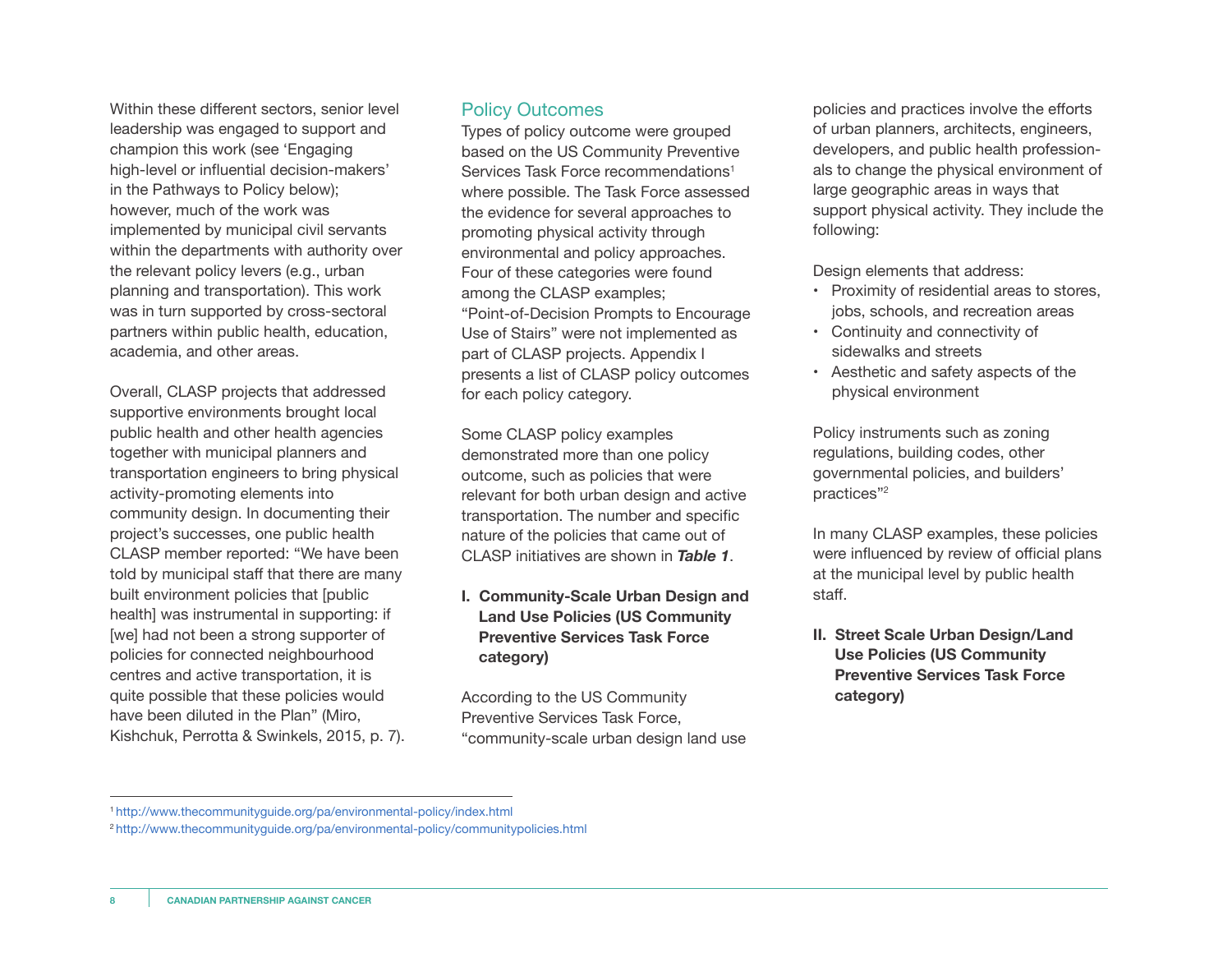Within these different sectors, senior level leadership was engaged to support and champion this work (see 'Engaging high-level or influential decision-makers' in the Pathways to Policy below); however, much of the work was implemented by municipal civil servants within the departments with authority over the relevant policy levers (e.g., urban planning and transportation). This work was in turn supported by cross-sectoral partners within public health, education, academia, and other areas.

Overall, CLASP projects that addressed supportive environments brought local public health and other health agencies together with municipal planners and transportation engineers to bring physical activity-promoting elements into community design. In documenting their project's successes, one public health CLASP member reported: "We have been told by municipal staff that there are many built environment policies that [public health] was instrumental in supporting: if [we] had not been a strong supporter of policies for connected neighbourhood centres and active transportation, it is quite possible that these policies would have been diluted in the Plan" (Miro, Kishchuk, Perrotta & Swinkels, 2015, p. 7).

## Policy Outcomes

Types of policy outcome were grouped based on the US Community Preventive Services Task Force recommendations[1] where possible. The Task Force assessed the evidence for several approaches to promoting physical activity through environmental and policy approaches. Four of these categories were found among the CLASP examples; "Point-of-Decision Prompts to Encourage Use of Stairs" were not implemented as part of CLASP projects. Appendix I presents a list of CLASP policy outcomes for each policy category.

Some CLASP policy examples demonstrated more than one policy outcome, such as policies that were relevant for both urban design and active transportation. The number and specific nature of the policies that came out of CLASP initiatives are shown in ***Table 1***.

### I. Community-Scale Urban Design and Land Use Policies (US Community Preventive Services Task Force category)

According to the US Community Preventive Services Task Force, "community-scale urban design land use policies and practices involve the efforts of urban planners, architects, engineers, developers, and public health professionals to change the physical environment of large geographic areas in ways that support physical activity. They include the following:

Design elements that address:

- Proximity of residential areas to stores, jobs, schools, and recreation areas
- Continuity and connectivity of sidewalks and streets
- Aesthetic and safety aspects of the physical environment

Policy instruments such as zoning regulations, building codes, other governmental policies, and builders' practices"[2]

In many CLASP examples, these policies were influenced by review of official plans at the municipal level by public health staff.

### II. Street Scale Urban Design/Land Use Policies (US Community Preventive Services Task Force category)

---

[1] http://www.thecommunityguide.org/pa/environmental-policy/index.html

[2] http://www.thecommunityguide.org/pa/environmental-policy/communitypolicies.html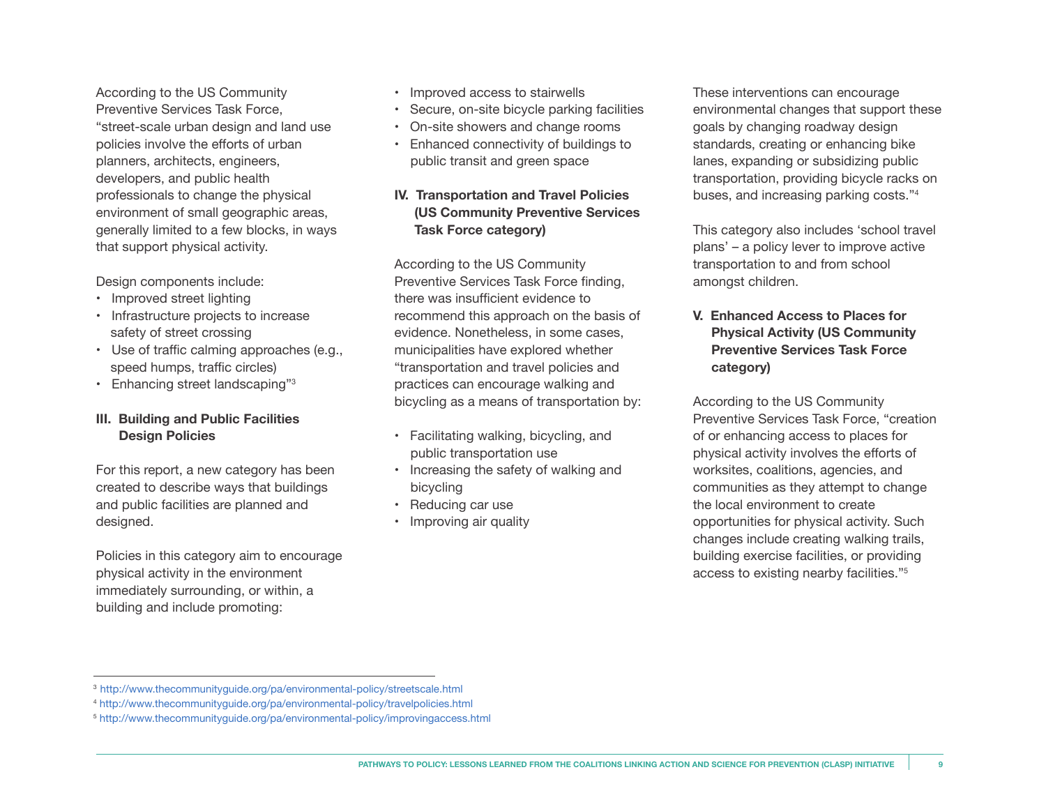According to the US Community Preventive Services Task Force, "street-scale urban design and land use policies involve the efforts of urban planners, architects, engineers, developers, and public health professionals to change the physical environment of small geographic areas, generally limited to a few blocks, in ways that support physical activity.

Design components include:

- Improved street lighting
- Infrastructure projects to increase safety of street crossing
- Use of traffic calming approaches (e.g., speed humps, traffic circles)
- Enhancing street landscaping"[3]

### III. Building and Public Facilities Design Policies

For this report, a new category has been created to describe ways that buildings and public facilities are planned and designed.

Policies in this category aim to encourage physical activity in the environment immediately surrounding, or within, a building and include promoting:

- Improved access to stairwells
- Secure, on-site bicycle parking facilities
- On-site showers and change rooms
- Enhanced connectivity of buildings to public transit and green space

### IV. Transportation and Travel Policies (US Community Preventive Services Task Force category)

According to the US Community Preventive Services Task Force finding, there was insufficient evidence to recommend this approach on the basis of evidence. Nonetheless, in some cases, municipalities have explored whether "transportation and travel policies and practices can encourage walking and bicycling as a means of transportation by:

- Facilitating walking, bicycling, and public transportation use
- Increasing the safety of walking and bicycling
- Reducing car use
- Improving air quality

These interventions can encourage environmental changes that support these goals by changing roadway design standards, creating or enhancing bike lanes, expanding or subsidizing public transportation, providing bicycle racks on buses, and increasing parking costs."[4]

This category also includes 'school travel plans' – a policy lever to improve active transportation to and from school amongst children.

### V. Enhanced Access to Places for Physical Activity (US Community Preventive Services Task Force category)

According to the US Community Preventive Services Task Force, "creation of or enhancing access to places for physical activity involves the efforts of worksites, coalitions, agencies, and communities as they attempt to change the local environment to create opportunities for physical activity. Such changes include creating walking trails, building exercise facilities, or providing access to existing nearby facilities."[5]

---

[3] http://www.thecommunityguide.org/pa/environmental-policy/streetscale.html

[4] http://www.thecommunityguide.org/pa/environmental-policy/travelpolicies.html

[5] http://www.thecommunityguide.org/pa/environmental-policy/improvingaccess.html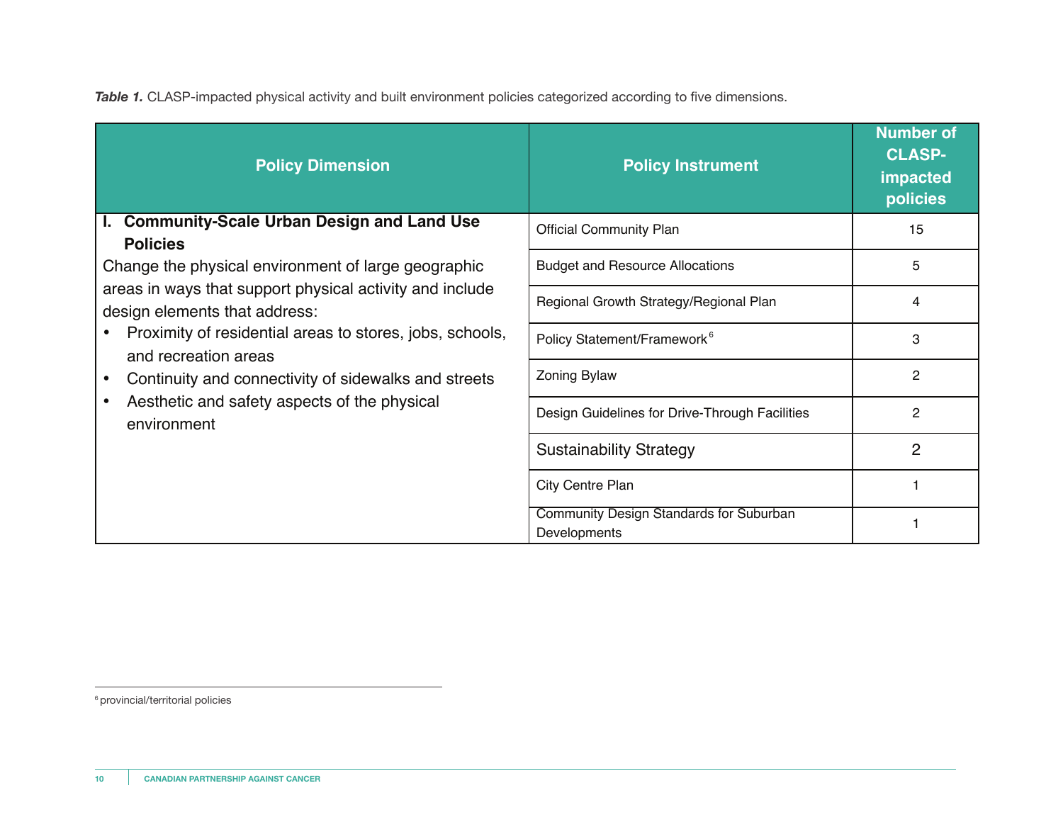***Table 1.*** CLASP-impacted physical activity and built environment policies categorized according to five dimensions.

| Policy Dimension | Policy Instrument | Number of CLASP-impacted policies |
|---|---|---|
| **I. Community-Scale Urban Design and Land Use Policies**<br>Change the physical environment of large geographic areas in ways that support physical activity and include design elements that address:<br>• Proximity of residential areas to stores, jobs, schools, and recreation areas<br>• Continuity and connectivity of sidewalks and streets<br>• Aesthetic and safety aspects of the physical environment | Official Community Plan | 15 |
| | Budget and Resource Allocations | 5 |
| | Regional Growth Strategy/Regional Plan | 4 |
| | Policy Statement/Framework[6] | 3 |
| | Zoning Bylaw | 2 |
| | Design Guidelines for Drive-Through Facilities | 2 |
| | Sustainability Strategy | 2 |
| | City Centre Plan | 1 |
| | Community Design Standards for Suburban Developments | 1 |

[6] provincial/territorial policies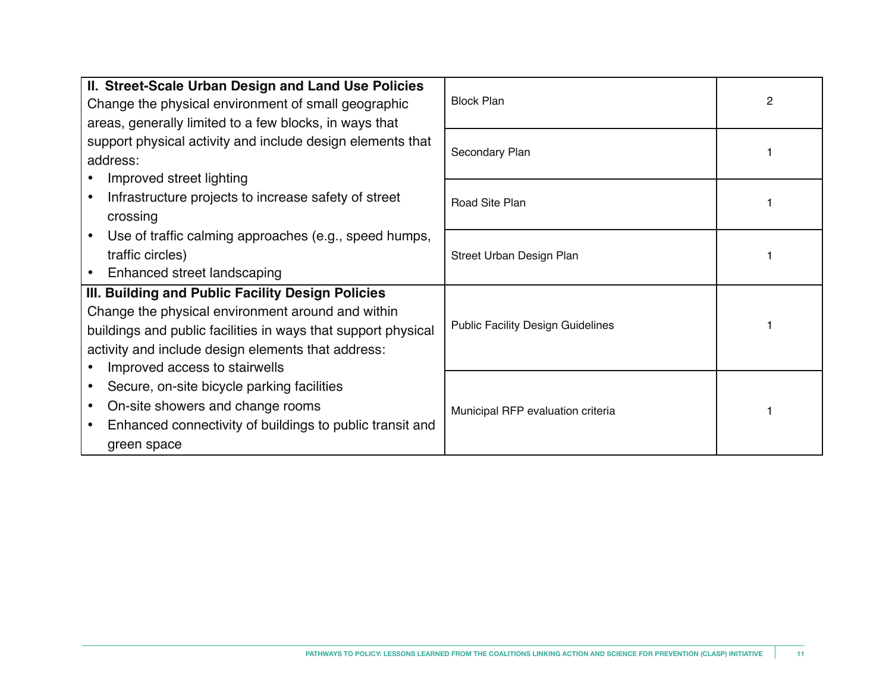| | | |
|---|---|---|
| **II. Street-Scale Urban Design and Land Use Policies** Change the physical environment of small geographic areas, generally limited to a few blocks, in ways that support physical activity and include design elements that address: • Improved street lighting • Infrastructure projects to increase safety of street crossing • Use of traffic calming approaches (e.g., speed humps, traffic circles) • Enhanced street landscaping | Block Plan | 2 |
| | Secondary Plan | 1 |
| | Road Site Plan | 1 |
| | Street Urban Design Plan | 1 |
| **III. Building and Public Facility Design Policies** Change the physical environment around and within buildings and public facilities in ways that support physical activity and include design elements that address: • Improved access to stairwells • Secure, on-site bicycle parking facilities • On-site showers and change rooms • Enhanced connectivity of buildings to public transit and green space | Public Facility Design Guidelines | 1 |
| | Municipal RFP evaluation criteria | 1 |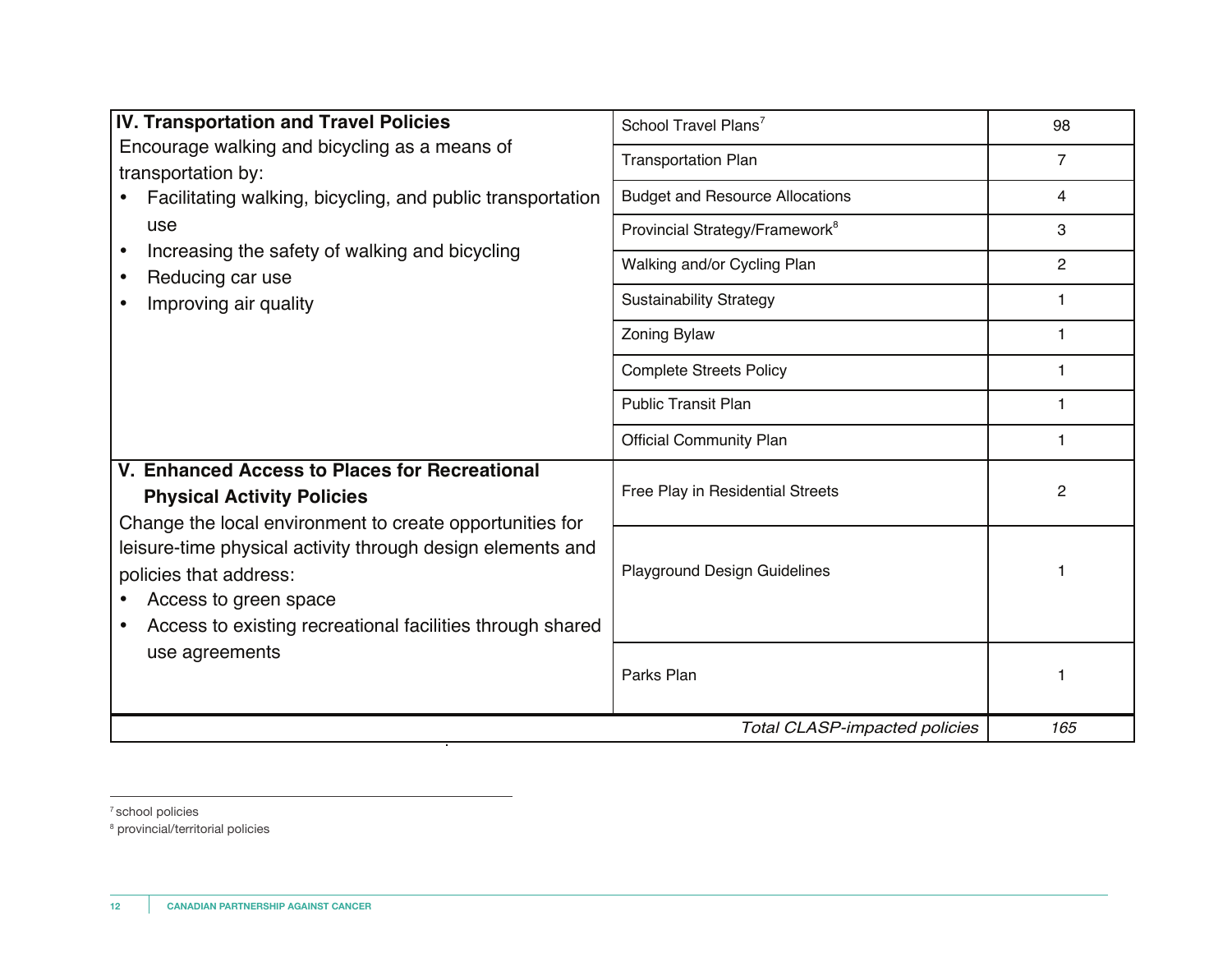| | | |
|---|---|---|
| **IV. Transportation and Travel Policies**<br>Encourage walking and bicycling as a means of transportation by:<br>• Facilitating walking, bicycling, and public transportation use<br>• Increasing the safety of walking and bicycling<br>• Reducing car use<br>• Improving air quality | School Travel Plans[7] | 98 |
| | Transportation Plan | 7 |
| | Budget and Resource Allocations | 4 |
| | Provincial Strategy/Framework[8] | 3 |
| | Walking and/or Cycling Plan | 2 |
| | Sustainability Strategy | 1 |
| | Zoning Bylaw | 1 |
| | Complete Streets Policy | 1 |
| | Public Transit Plan | 1 |
| | Official Community Plan | 1 |
| **V. Enhanced Access to Places for Recreational Physical Activity Policies**<br>Change the local environment to create opportunities for leisure-time physical activity through design elements and policies that address:<br>• Access to green space<br>• Access to existing recreational facilities through shared use agreements | Free Play in Residential Streets | 2 |
| | Playground Design Guidelines | 1 |
| | Parks Plan | 1 |
| | *Total CLASP-impacted policies* | *165* |

[7] school policies

[8] provincial/territorial policies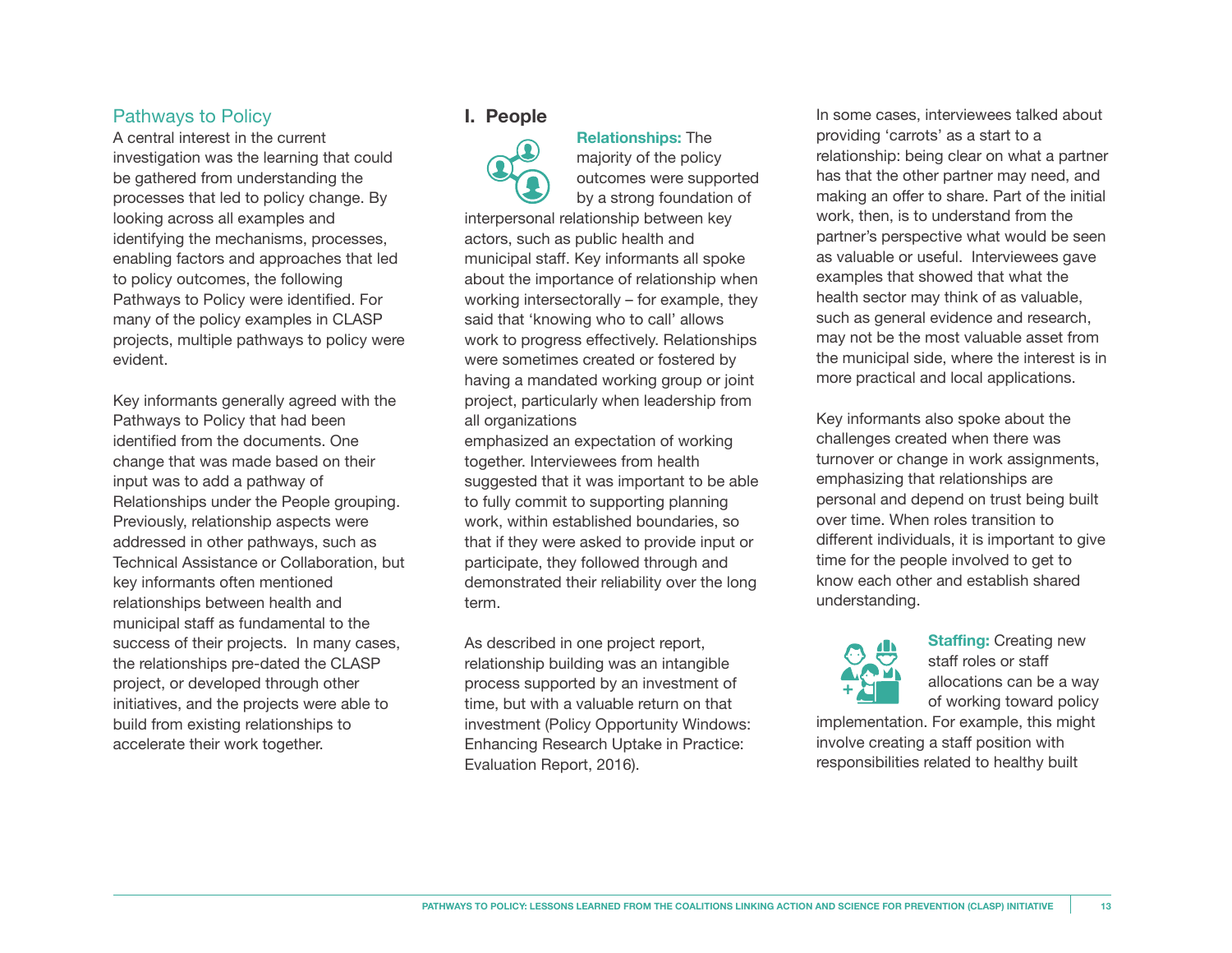## Pathways to Policy

A central interest in the current investigation was the learning that could be gathered from understanding the processes that led to policy change. By looking across all examples and identifying the mechanisms, processes, enabling factors and approaches that led to policy outcomes, the following Pathways to Policy were identified. For many of the policy examples in CLASP projects, multiple pathways to policy were evident.

Key informants generally agreed with the Pathways to Policy that had been identified from the documents. One change that was made based on their input was to add a pathway of Relationships under the People grouping. Previously, relationship aspects were addressed in other pathways, such as Technical Assistance or Collaboration, but key informants often mentioned relationships between health and municipal staff as fundamental to the success of their projects. In many cases, the relationships pre-dated the CLASP project, or developed through other initiatives, and the projects were able to build from existing relationships to accelerate their work together.

### I. People

**Relationships:** The majority of the policy outcomes were supported by a strong foundation of interpersonal relationship between key actors, such as public health and municipal staff. Key informants all spoke about the importance of relationship when working intersectorally – for example, they said that 'knowing who to call' allows work to progress effectively. Relationships were sometimes created or fostered by having a mandated working group or joint project, particularly when leadership from all organizations emphasized an expectation of working together. Interviewees from health suggested that it was important to be able to fully commit to supporting planning work, within established boundaries, so that if they were asked to provide input or participate, they followed through and demonstrated their reliability over the long term.

As described in one project report, relationship building was an intangible process supported by an investment of time, but with a valuable return on that investment (Policy Opportunity Windows: Enhancing Research Uptake in Practice: Evaluation Report, 2016).

In some cases, interviewees talked about providing 'carrots' as a start to a relationship: being clear on what a partner has that the other partner may need, and making an offer to share. Part of the initial work, then, is to understand from the partner's perspective what would be seen as valuable or useful. Interviewees gave examples that showed that what the health sector may think of as valuable, such as general evidence and research, may not be the most valuable asset from the municipal side, where the interest is in more practical and local applications.

Key informants also spoke about the challenges created when there was turnover or change in work assignments, emphasizing that relationships are personal and depend on trust being built over time. When roles transition to different individuals, it is important to give time for the people involved to get to know each other and establish shared understanding.

**Staffing:** Creating new staff roles or staff allocations can be a way of working toward policy implementation. For example, this might involve creating a staff position with responsibilities related to healthy built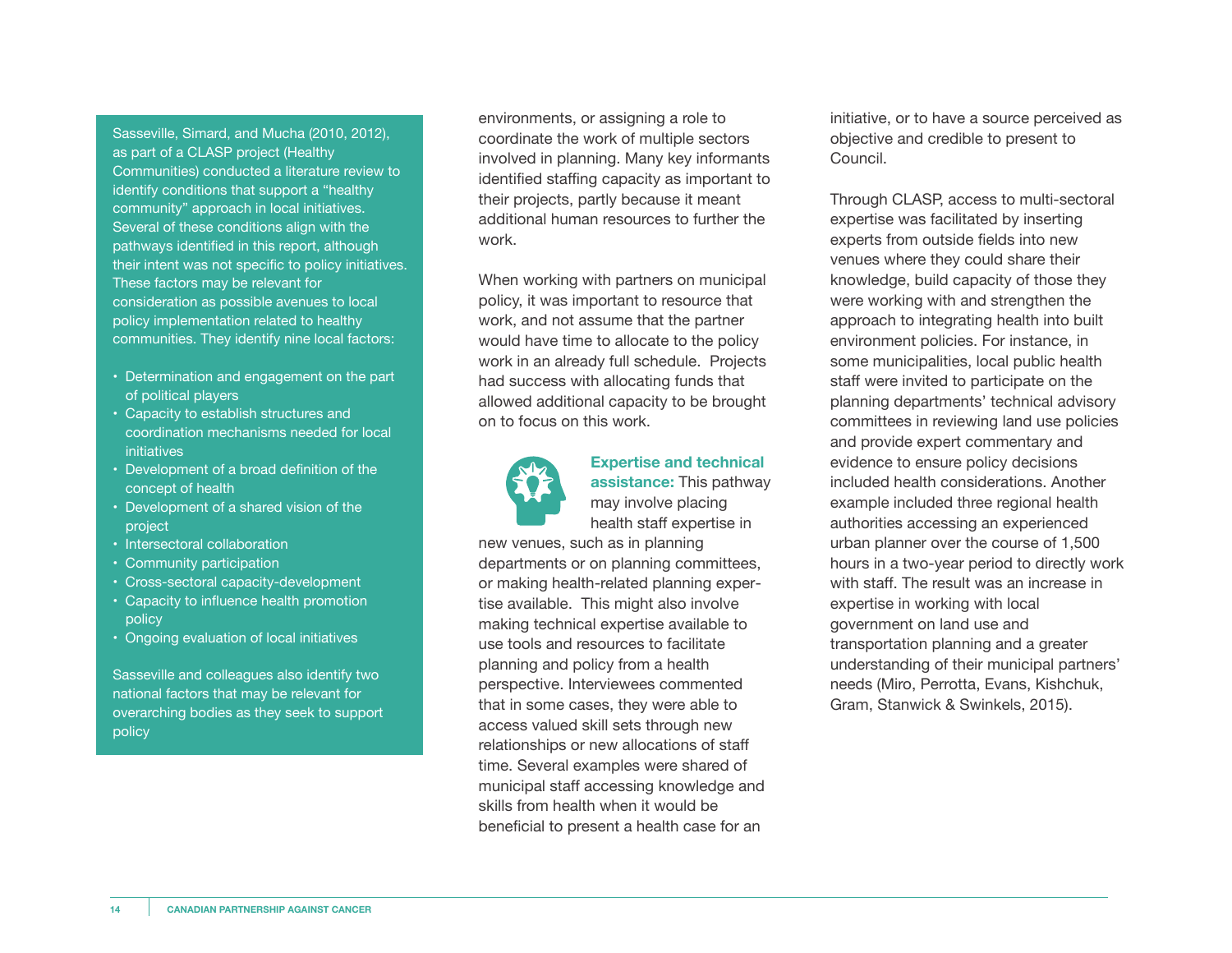Sasseville, Simard, and Mucha (2010, 2012), as part of a CLASP project (Healthy Communities) conducted a literature review to identify conditions that support a "healthy community" approach in local initiatives. Several of these conditions align with the pathways identified in this report, although their intent was not specific to policy initiatives. These factors may be relevant for consideration as possible avenues to local policy implementation related to healthy communities. They identify nine local factors:

- Determination and engagement on the part of political players
- Capacity to establish structures and coordination mechanisms needed for local initiatives
- Development of a broad definition of the concept of health
- Development of a shared vision of the project
- Intersectoral collaboration
- Community participation
- Cross-sectoral capacity-development
- Capacity to influence health promotion policy
- Ongoing evaluation of local initiatives

Sasseville and colleagues also identify two national factors that may be relevant for overarching bodies as they seek to support policy

environments, or assigning a role to coordinate the work of multiple sectors involved in planning. Many key informants identified staffing capacity as important to their projects, partly because it meant additional human resources to further the work.

When working with partners on municipal policy, it was important to resource that work, and not assume that the partner would have time to allocate to the policy work in an already full schedule. Projects had success with allocating funds that allowed additional capacity to be brought on to focus on this work.

**Expertise and technical assistance:** This pathway may involve placing health staff expertise in new venues, such as in planning departments or on planning committees, or making health-related planning expertise available. This might also involve making technical expertise available to use tools and resources to facilitate planning and policy from a health perspective. Interviewees commented that in some cases, they were able to access valued skill sets through new relationships or new allocations of staff time. Several examples were shared of municipal staff accessing knowledge and skills from health when it would be beneficial to present a health case for an initiative, or to have a source perceived as objective and credible to present to Council.

Through CLASP, access to multi-sectoral expertise was facilitated by inserting experts from outside fields into new venues where they could share their knowledge, build capacity of those they were working with and strengthen the approach to integrating health into built environment policies. For instance, in some municipalities, local public health staff were invited to participate on the planning departments' technical advisory committees in reviewing land use policies and provide expert commentary and evidence to ensure policy decisions included health considerations. Another example included three regional health authorities accessing an experienced urban planner over the course of 1,500 hours in a two-year period to directly work with staff. The result was an increase in expertise in working with local government on land use and transportation planning and a greater understanding of their municipal partners' needs (Miro, Perrotta, Evans, Kishchuk, Gram, Stanwick & Swinkels, 2015).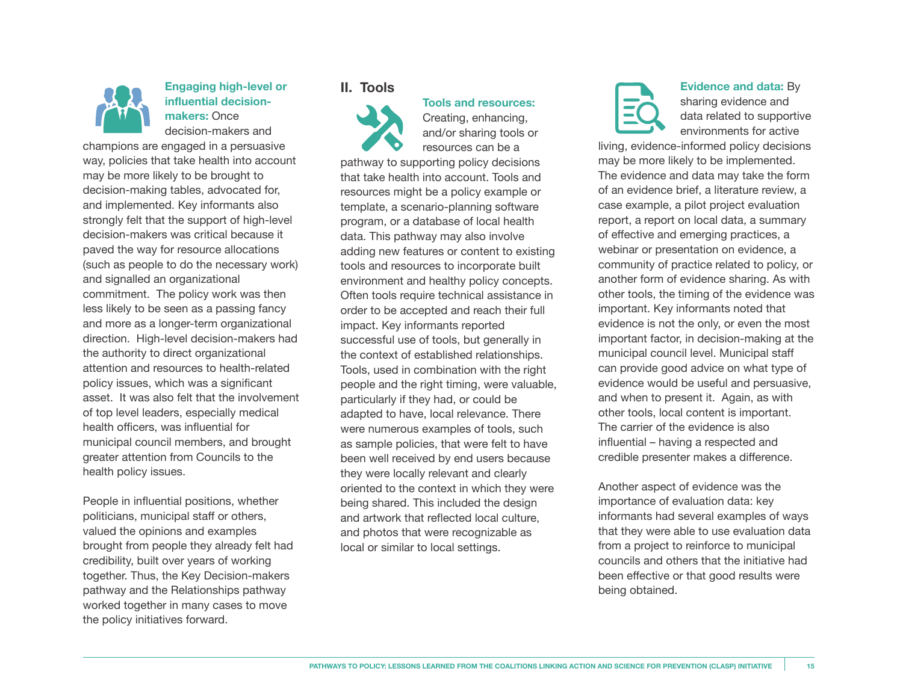**Engaging high-level or influential decision-makers:** Once decision-makers and champions are engaged in a persuasive way, policies that take health into account may be more likely to be brought to decision-making tables, advocated for, and implemented. Key informants also strongly felt that the support of high-level decision-makers was critical because it paved the way for resource allocations (such as people to do the necessary work) and signalled an organizational commitment. The policy work was then less likely to be seen as a passing fancy and more as a longer-term organizational direction. High-level decision-makers had the authority to direct organizational attention and resources to health-related policy issues, which was a significant asset. It was also felt that the involvement of top level leaders, especially medical health officers, was influential for municipal council members, and brought greater attention from Councils to the health policy issues.

People in influential positions, whether politicians, municipal staff or others, valued the opinions and examples brought from people they already felt had credibility, built over years of working together. Thus, the Key Decision-makers pathway and the Relationships pathway worked together in many cases to move the policy initiatives forward.

## II. Tools

**Tools and resources:** Creating, enhancing, and/or sharing tools or resources can be a pathway to supporting policy decisions that take health into account. Tools and resources might be a policy example or template, a scenario-planning software program, or a database of local health data. This pathway may also involve adding new features or content to existing tools and resources to incorporate built environment and healthy policy concepts. Often tools require technical assistance in order to be accepted and reach their full impact. Key informants reported successful use of tools, but generally in the context of established relationships. Tools, used in combination with the right people and the right timing, were valuable, particularly if they had, or could be adapted to have, local relevance. There were numerous examples of tools, such as sample policies, that were felt to have been well received by end users because they were locally relevant and clearly oriented to the context in which they were being shared. This included the design and artwork that reflected local culture, and photos that were recognizable as local or similar to local settings.

**Evidence and data:** By sharing evidence and data related to supportive environments for active living, evidence-informed policy decisions may be more likely to be implemented. The evidence and data may take the form of an evidence brief, a literature review, a case example, a pilot project evaluation report, a report on local data, a summary of effective and emerging practices, a webinar or presentation on evidence, a community of practice related to policy, or another form of evidence sharing. As with other tools, the timing of the evidence was important. Key informants noted that evidence is not the only, or even the most important factor, in decision-making at the municipal council level. Municipal staff can provide good advice on what type of evidence would be useful and persuasive, and when to present it. Again, as with other tools, local content is important. The carrier of the evidence is also influential – having a respected and credible presenter makes a difference.

Another aspect of evidence was the importance of evaluation data: key informants had several examples of ways that they were able to use evaluation data from a project to reinforce to municipal councils and others that the initiative had been effective or that good results were being obtained.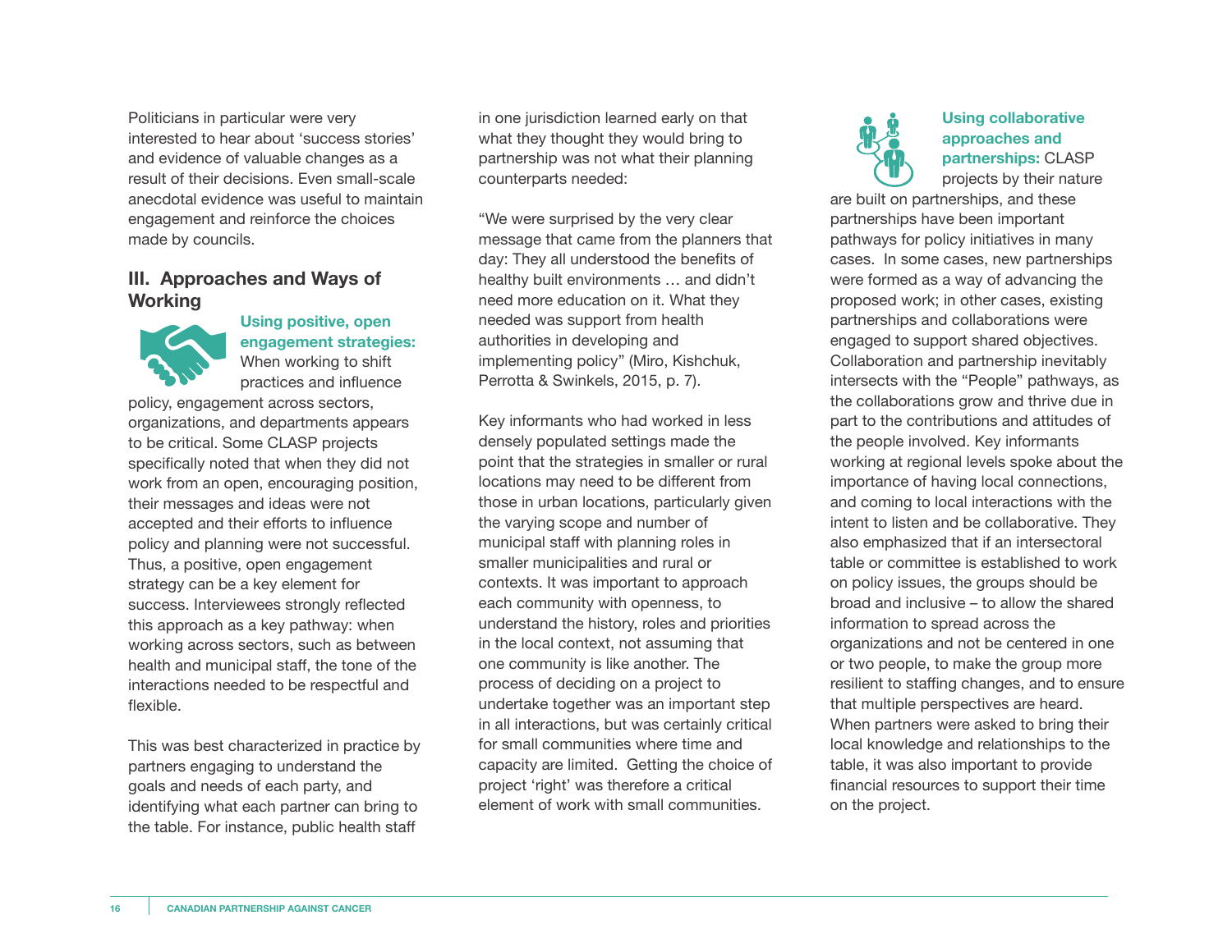Politicians in particular were very interested to hear about 'success stories' and evidence of valuable changes as a result of their decisions. Even small-scale anecdotal evidence was useful to maintain engagement and reinforce the choices made by councils.

## III. Approaches and Ways of Working

**Using positive, open engagement strategies:** When working to shift practices and influence policy, engagement across sectors, organizations, and departments appears to be critical. Some CLASP projects specifically noted that when they did not work from an open, encouraging position, their messages and ideas were not accepted and their efforts to influence policy and planning were not successful. Thus, a positive, open engagement strategy can be a key element for success. Interviewees strongly reflected this approach as a key pathway: when working across sectors, such as between health and municipal staff, the tone of the interactions needed to be respectful and flexible.

This was best characterized in practice by partners engaging to understand the goals and needs of each party, and identifying what each partner can bring to the table. For instance, public health staff in one jurisdiction learned early on that what they thought they would bring to partnership was not what their planning counterparts needed:

"We were surprised by the very clear message that came from the planners that day: They all understood the benefits of healthy built environments … and didn't need more education on it. What they needed was support from health authorities in developing and implementing policy" (Miro, Kishchuk, Perrotta & Swinkels, 2015, p. 7).

Key informants who had worked in less densely populated settings made the point that the strategies in smaller or rural locations may need to be different from those in urban locations, particularly given the varying scope and number of municipal staff with planning roles in smaller municipalities and rural or contexts. It was important to approach each community with openness, to understand the history, roles and priorities in the local context, not assuming that one community is like another. The process of deciding on a project to undertake together was an important step in all interactions, but was certainly critical for small communities where time and capacity are limited. Getting the choice of project 'right' was therefore a critical element of work with small communities.

**Using collaborative approaches and partnerships:** CLASP projects by their nature are built on partnerships, and these partnerships have been important pathways for policy initiatives in many cases. In some cases, new partnerships were formed as a way of advancing the proposed work; in other cases, existing partnerships and collaborations were engaged to support shared objectives. Collaboration and partnership inevitably intersects with the "People" pathways, as the collaborations grow and thrive due in part to the contributions and attitudes of the people involved. Key informants working at regional levels spoke about the importance of having local connections, and coming to local interactions with the intent to listen and be collaborative. They also emphasized that if an intersectoral table or committee is established to work on policy issues, the groups should be broad and inclusive – to allow the shared information to spread across the organizations and not be centered in one or two people, to make the group more resilient to staffing changes, and to ensure that multiple perspectives are heard. When partners were asked to bring their local knowledge and relationships to the table, it was also important to provide financial resources to support their time on the project.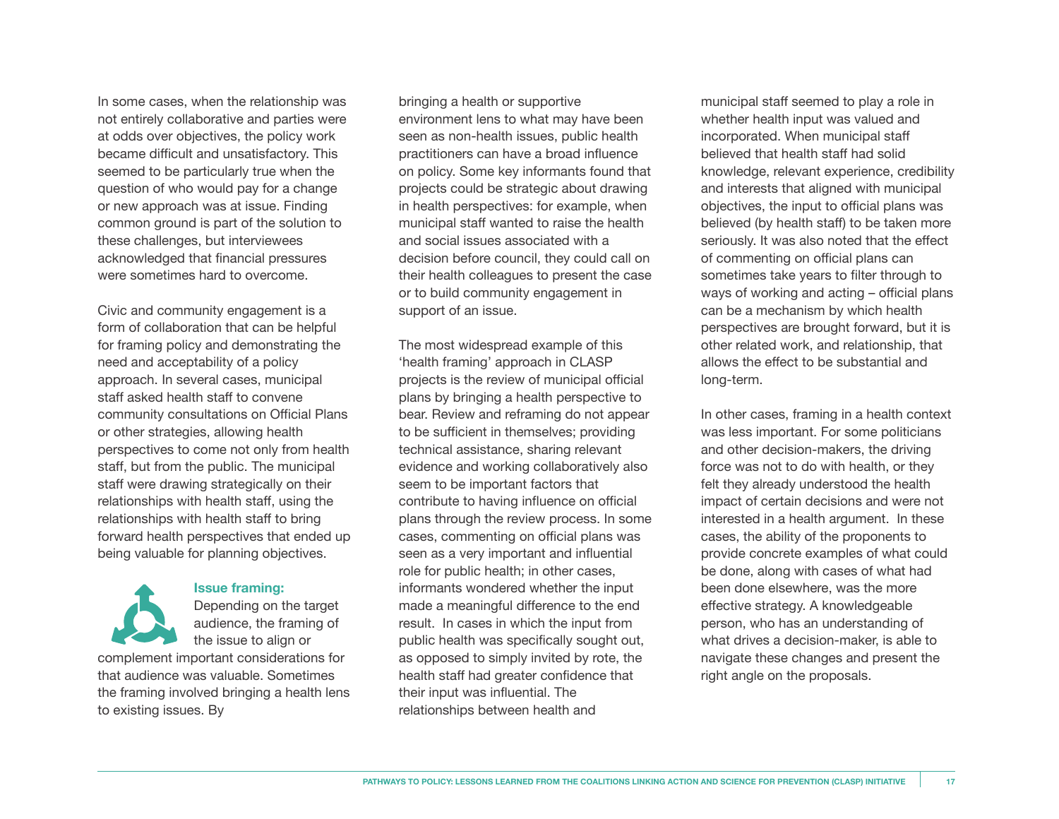In some cases, when the relationship was not entirely collaborative and parties were at odds over objectives, the policy work became difficult and unsatisfactory. This seemed to be particularly true when the question of who would pay for a change or new approach was at issue. Finding common ground is part of the solution to these challenges, but interviewees acknowledged that financial pressures were sometimes hard to overcome.

Civic and community engagement is a form of collaboration that can be helpful for framing policy and demonstrating the need and acceptability of a policy approach. In several cases, municipal staff asked health staff to convene community consultations on Official Plans or other strategies, allowing health perspectives to come not only from health staff, but from the public. The municipal staff were drawing strategically on their relationships with health staff, using the relationships with health staff to bring forward health perspectives that ended up being valuable for planning objectives.

**Issue framing:** Depending on the target audience, the framing of the issue to align or complement important considerations for that audience was valuable. Sometimes the framing involved bringing a health lens to existing issues. By bringing a health or supportive environment lens to what may have been seen as non-health issues, public health practitioners can have a broad influence on policy. Some key informants found that projects could be strategic about drawing in health perspectives: for example, when municipal staff wanted to raise the health and social issues associated with a decision before council, they could call on their health colleagues to present the case or to build community engagement in support of an issue.

The most widespread example of this 'health framing' approach in CLASP projects is the review of municipal official plans by bringing a health perspective to bear. Review and reframing do not appear to be sufficient in themselves; providing technical assistance, sharing relevant evidence and working collaboratively also seem to be important factors that contribute to having influence on official plans through the review process. In some cases, commenting on official plans was seen as a very important and influential role for public health; in other cases, informants wondered whether the input made a meaningful difference to the end result. In cases in which the input from public health was specifically sought out, as opposed to simply invited by rote, the health staff had greater confidence that their input was influential. The relationships between health and municipal staff seemed to play a role in whether health input was valued and incorporated. When municipal staff believed that health staff had solid knowledge, relevant experience, credibility and interests that aligned with municipal objectives, the input to official plans was believed (by health staff) to be taken more seriously. It was also noted that the effect of commenting on official plans can sometimes take years to filter through to ways of working and acting – official plans can be a mechanism by which health perspectives are brought forward, but it is other related work, and relationship, that allows the effect to be substantial and long-term.

In other cases, framing in a health context was less important. For some politicians and other decision-makers, the driving force was not to do with health, or they felt they already understood the health impact of certain decisions and were not interested in a health argument. In these cases, the ability of the proponents to provide concrete examples of what could be done, along with cases of what had been done elsewhere, was the more effective strategy. A knowledgeable person, who has an understanding of what drives a decision-maker, is able to navigate these changes and present the right angle on the proposals.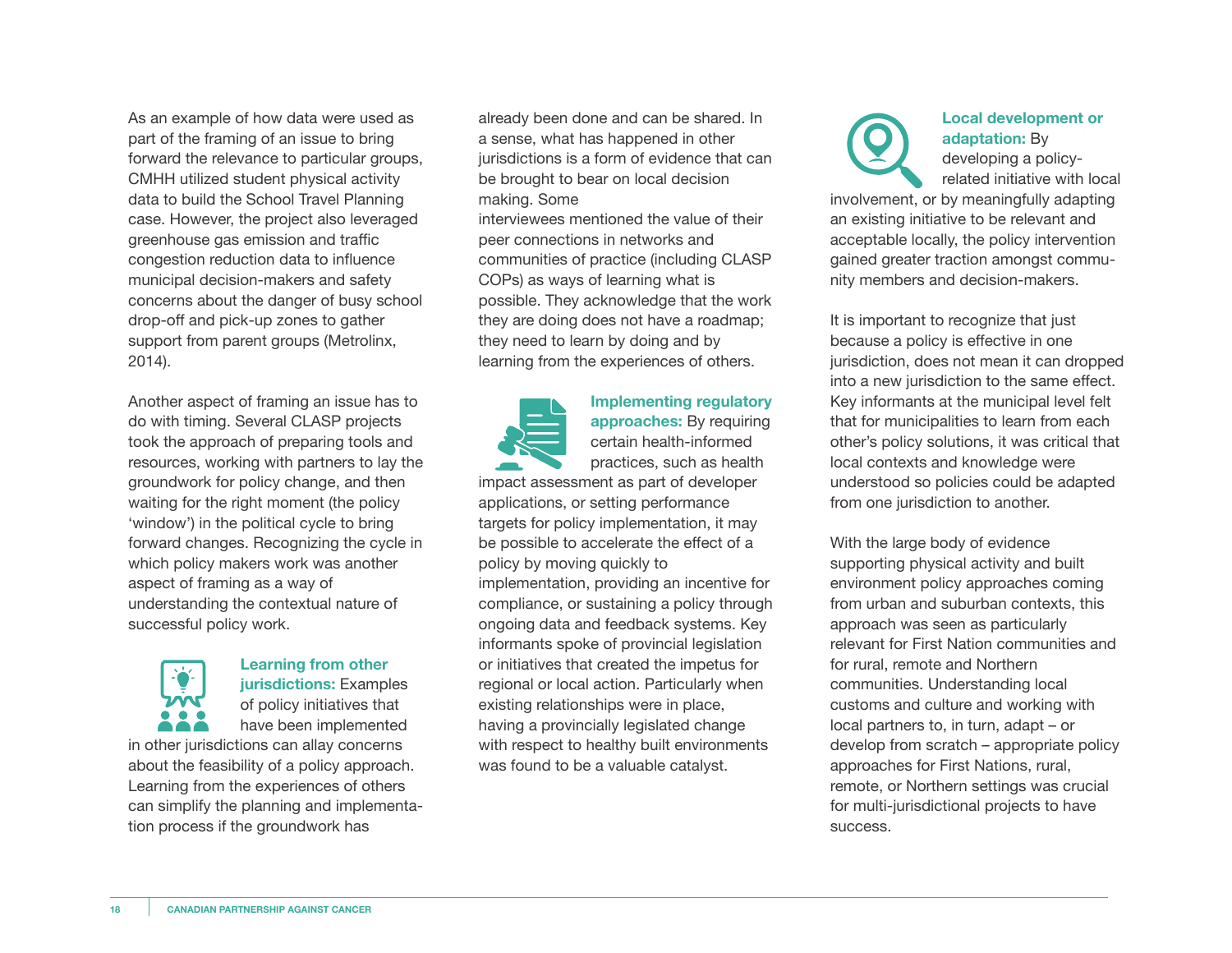As an example of how data were used as part of the framing of an issue to bring forward the relevance to particular groups, CMHH utilized student physical activity data to build the School Travel Planning case. However, the project also leveraged greenhouse gas emission and traffic congestion reduction data to influence municipal decision-makers and safety concerns about the danger of busy school drop-off and pick-up zones to gather support from parent groups (Metrolinx, 2014).

Another aspect of framing an issue has to do with timing. Several CLASP projects took the approach of preparing tools and resources, working with partners to lay the groundwork for policy change, and then waiting for the right moment (the policy 'window') in the political cycle to bring forward changes. Recognizing the cycle in which policy makers work was another aspect of framing as a way of understanding the contextual nature of successful policy work.

**Learning from other jurisdictions:** Examples of policy initiatives that have been implemented in other jurisdictions can allay concerns about the feasibility of a policy approach. Learning from the experiences of others can simplify the planning and implementation process if the groundwork has already been done and can be shared. In a sense, what has happened in other jurisdictions is a form of evidence that can be brought to bear on local decision making. Some interviewees mentioned the value of their peer connections in networks and communities of practice (including CLASP COPs) as ways of learning what is possible. They acknowledge that the work they are doing does not have a roadmap; they need to learn by doing and by learning from the experiences of others.

**Implementing regulatory approaches:** By requiring certain health-informed practices, such as health impact assessment as part of developer applications, or setting performance targets for policy implementation, it may be possible to accelerate the effect of a policy by moving quickly to implementation, providing an incentive for compliance, or sustaining a policy through ongoing data and feedback systems. Key informants spoke of provincial legislation or initiatives that created the impetus for regional or local action. Particularly when existing relationships were in place, having a provincially legislated change with respect to healthy built environments was found to be a valuable catalyst.

**Local development or adaptation:** By developing a policy-related initiative with local involvement, or by meaningfully adapting an existing initiative to be relevant and acceptable locally, the policy intervention gained greater traction amongst community members and decision-makers.

It is important to recognize that just because a policy is effective in one jurisdiction, does not mean it can dropped into a new jurisdiction to the same effect. Key informants at the municipal level felt that for municipalities to learn from each other's policy solutions, it was critical that local contexts and knowledge were understood so policies could be adapted from one jurisdiction to another.

With the large body of evidence supporting physical activity and built environment policy approaches coming from urban and suburban contexts, this approach was seen as particularly relevant for First Nation communities and for rural, remote and Northern communities. Understanding local customs and culture and working with local partners to, in turn, adapt – or develop from scratch – appropriate policy approaches for First Nations, rural, remote, or Northern settings was crucial for multi-jurisdictional projects to have success.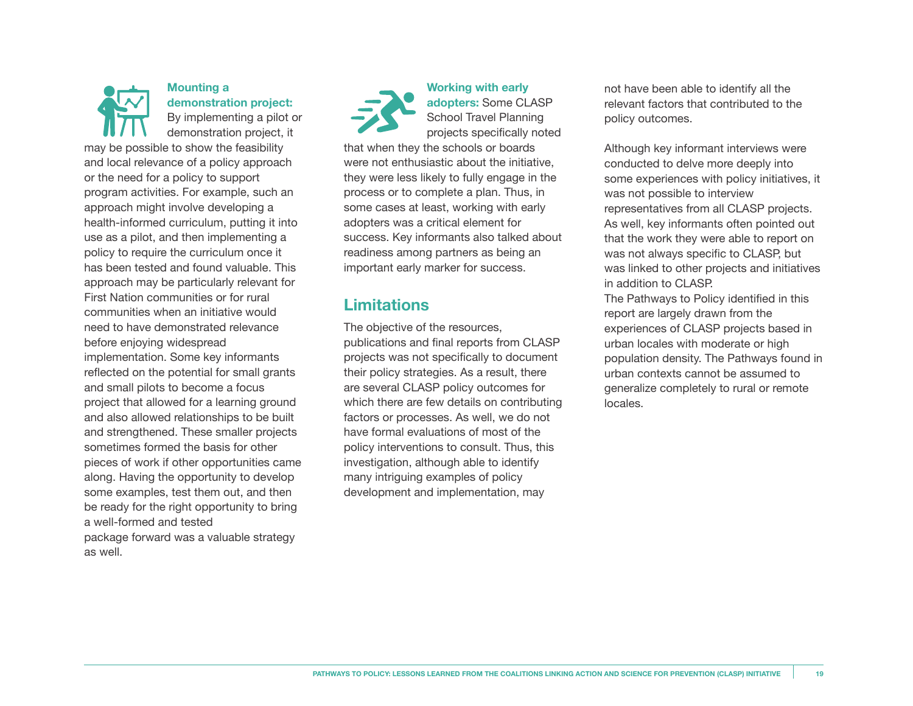**Mounting a demonstration project:** By implementing a pilot or demonstration project, it may be possible to show the feasibility and local relevance of a policy approach or the need for a policy to support program activities. For example, such an approach might involve developing a health-informed curriculum, putting it into use as a pilot, and then implementing a policy to require the curriculum once it has been tested and found valuable. This approach may be particularly relevant for First Nation communities or for rural communities when an initiative would need to have demonstrated relevance before enjoying widespread implementation. Some key informants reflected on the potential for small grants and small pilots to become a focus project that allowed for a learning ground and also allowed relationships to be built and strengthened. These smaller projects sometimes formed the basis for other pieces of work if other opportunities came along. Having the opportunity to develop some examples, test them out, and then be ready for the right opportunity to bring a well-formed and tested package forward was a valuable strategy as well.

**Working with early adopters:** Some CLASP School Travel Planning projects specifically noted that when they the schools or boards were not enthusiastic about the initiative, they were less likely to fully engage in the process or to complete a plan. Thus, in some cases at least, working with early adopters was a critical element for success. Key informants also talked about readiness among partners as being an important early marker for success.

## Limitations

The objective of the resources, publications and final reports from CLASP projects was not specifically to document their policy strategies. As a result, there are several CLASP policy outcomes for which there are few details on contributing factors or processes. As well, we do not have formal evaluations of most of the policy interventions to consult. Thus, this investigation, although able to identify many intriguing examples of policy development and implementation, may not have been able to identify all the relevant factors that contributed to the policy outcomes.

Although key informant interviews were conducted to delve more deeply into some experiences with policy initiatives, it was not possible to interview representatives from all CLASP projects. As well, key informants often pointed out that the work they were able to report on was not always specific to CLASP, but was linked to other projects and initiatives in addition to CLASP.

The Pathways to Policy identified in this report are largely drawn from the experiences of CLASP projects based in urban locales with moderate or high population density. The Pathways found in urban contexts cannot be assumed to generalize completely to rural or remote locales.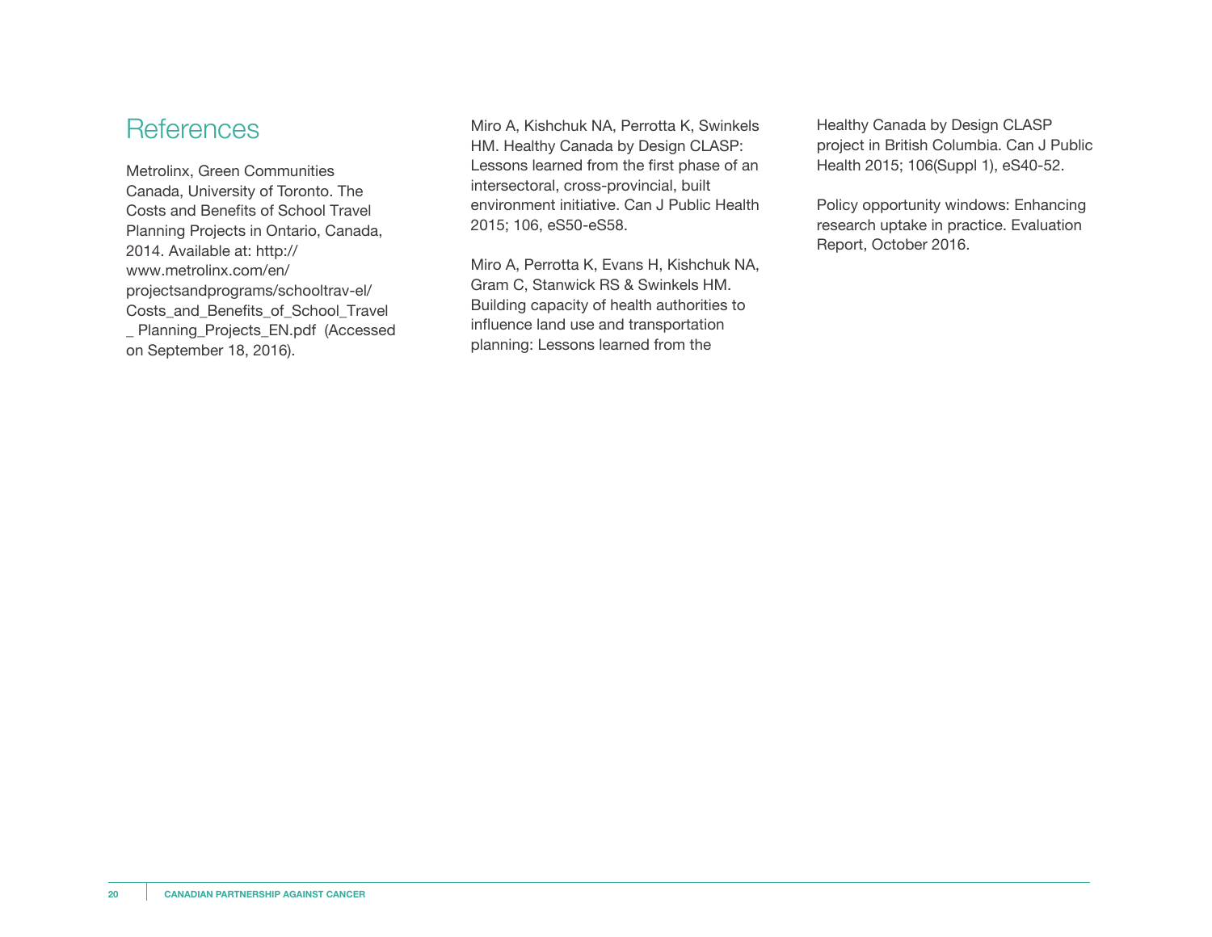# References

Metrolinx, Green Communities Canada, University of Toronto. The Costs and Benefits of School Travel Planning Projects in Ontario, Canada, 2014. Available at: http://www.metrolinx.com/en/projectsandprograms/schooltrav-el/Costs_and_Benefits_of_School_Travel_Planning_Projects_EN.pdf (Accessed on September 18, 2016).

Miro A, Kishchuk NA, Perrotta K, Swinkels HM. Healthy Canada by Design CLASP: Lessons learned from the first phase of an intersectoral, cross-provincial, built environment initiative. Can J Public Health 2015; 106, eS50-eS58.

Miro A, Perrotta K, Evans H, Kishchuk NA, Gram C, Stanwick RS & Swinkels HM. Building capacity of health authorities to influence land use and transportation planning: Lessons learned from the Healthy Canada by Design CLASP project in British Columbia. Can J Public Health 2015; 106(Suppl 1), eS40-52.

Policy opportunity windows: Enhancing research uptake in practice. Evaluation Report, October 2016.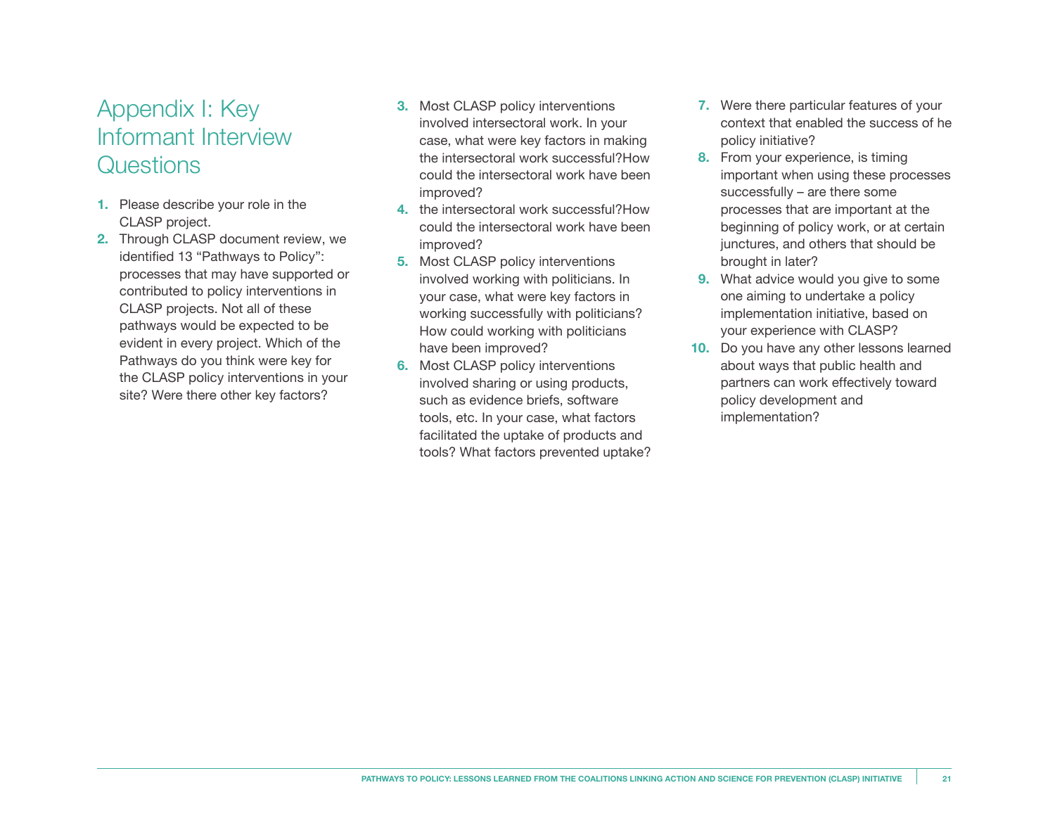# Appendix I: Key Informant Interview Questions

1. Please describe your role in the CLASP project.
2. Through CLASP document review, we identified 13 "Pathways to Policy": processes that may have supported or contributed to policy interventions in CLASP projects. Not all of these pathways would be expected to be evident in every project. Which of the Pathways do you think were key for the CLASP policy interventions in your site? Were there other key factors?
3. Most CLASP policy interventions involved intersectoral work. In your case, what were key factors in making the intersectoral work successful?How could the intersectoral work have been improved?
4. the intersectoral work successful?How could the intersectoral work have been improved?
5. Most CLASP policy interventions involved working with politicians. In your case, what were key factors in working successfully with politicians? How could working with politicians have been improved?
6. Most CLASP policy interventions involved sharing or using products, such as evidence briefs, software tools, etc. In your case, what factors facilitated the uptake of products and tools? What factors prevented uptake?
7. Were there particular features of your context that enabled the success of he policy initiative?
8. From your experience, is timing important when using these processes successfully – are there some processes that are important at the beginning of policy work, or at certain junctures, and others that should be brought in later?
9. What advice would you give to some one aiming to undertake a policy implementation initiative, based on your experience with CLASP?
10. Do you have any other lessons learned about ways that public health and partners can work effectively toward policy development and implementation?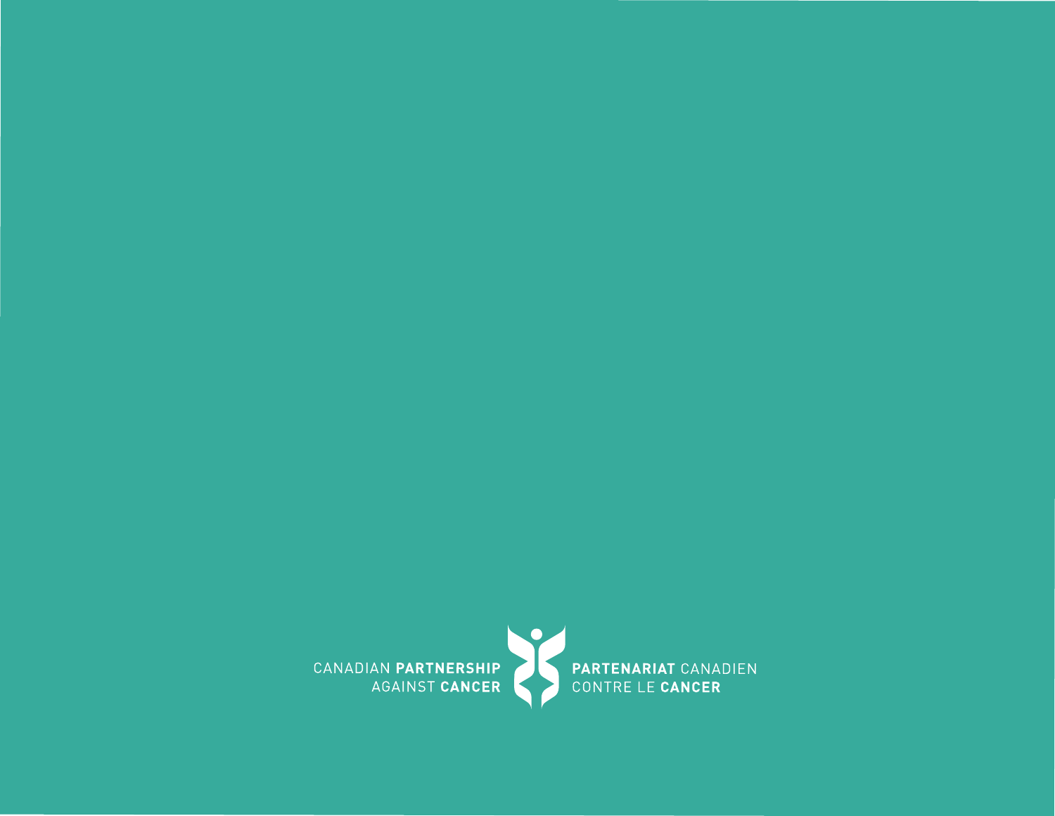CANADIAN **PARTNERSHIP**
AGAINST **CANCER**

**PARTENARIAT** CANADIEN
CONTRE LE **CANCER**